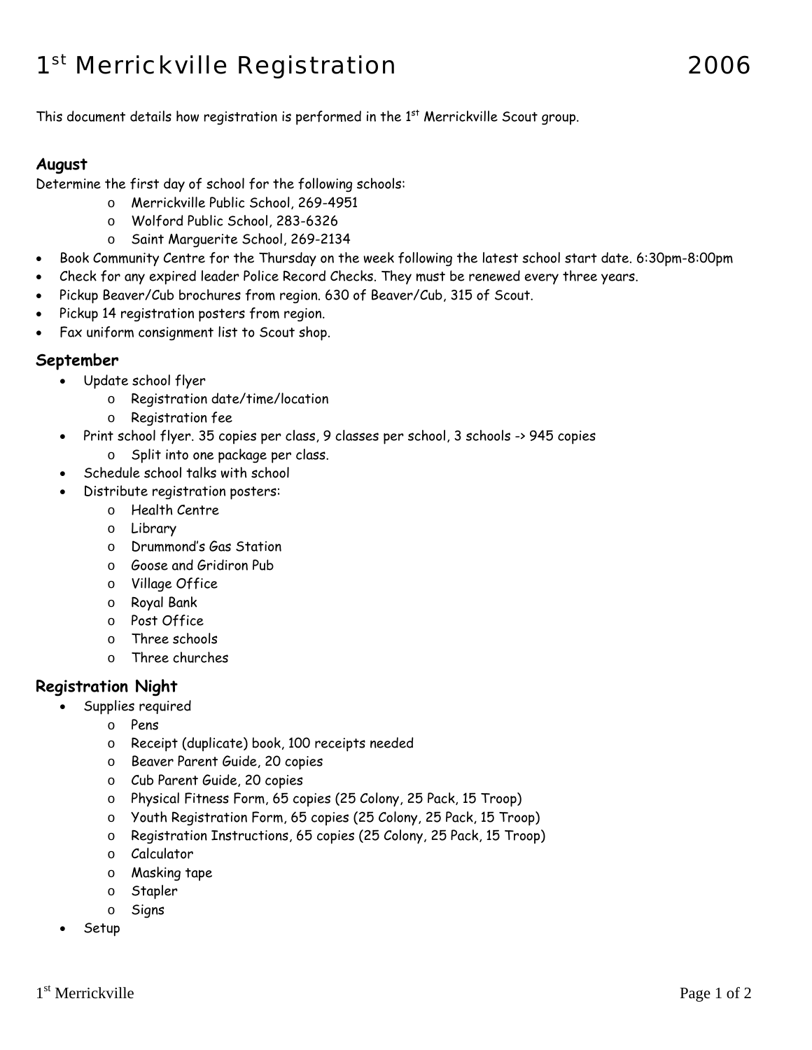# 1st Merrickville Registration 2006

This document details how registration is performed in the 1st Merrickville Scout group.

### August

Determine the first day of school for the following schools:

- Merrickville Public School, 269-4951
- Wolford Public School, 283-6326
- Saint Marguerite School, 269-2134

- Book Community Centre for the Thursday on the week following the latest school start date. 6:30pm-8:00pm
- Check for any expired leader Police Record Checks. They must be renewed every three years.
- Pickup Beaver/Cub brochures from region. 630 of Beaver/Cub, 315 of Scout.
- Pickup 14 registration posters from region.
- Fax uniform consignment list to Scout shop.

### September

- Update school flyer
  - Registration date/time/location
  - Registration fee
- Print school flyer. 35 copies per class, 9 classes per school, 3 schools -> 945 copies
  - Split into one package per class.
- Schedule school talks with school
- Distribute registration posters:
  - Health Centre
  - Library
  - Drummond's Gas Station
  - Goose and Gridiron Pub
  - Village Office
  - Royal Bank
  - Post Office
  - Three schools
  - Three churches

### Registration Night

- Supplies required
  - Pens
  - Receipt (duplicate) book, 100 receipts needed
  - Beaver Parent Guide, 20 copies
  - Cub Parent Guide, 20 copies
  - Physical Fitness Form, 65 copies (25 Colony, 25 Pack, 15 Troop)
  - Youth Registration Form, 65 copies (25 Colony, 25 Pack, 15 Troop)
  - Registration Instructions, 65 copies (25 Colony, 25 Pack, 15 Troop)
  - Calculator
  - Masking tape
  - Stapler
  - Signs
- Setup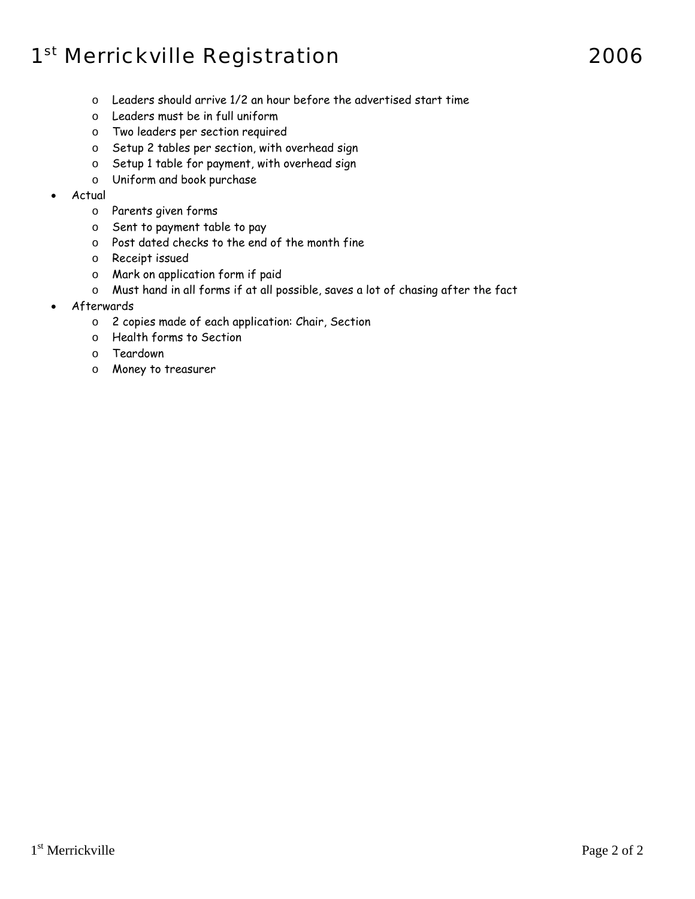- Leaders should arrive 1/2 an hour before the advertised start time
  - Leaders must be in full uniform
  - Two leaders per section required
  - Setup 2 tables per section, with overhead sign
  - Setup 1 table for payment, with overhead sign
  - Uniform and book purchase
- Actual
  - Parents given forms
  - Sent to payment table to pay
  - Post dated checks to the end of the month fine
  - Receipt issued
  - Mark on application form if paid
  - Must hand in all forms if at all possible, saves a lot of chasing after the fact
- Afterwards
  - 2 copies made of each application: Chair, Section
  - Health forms to Section
  - Teardown
  - Money to treasurer